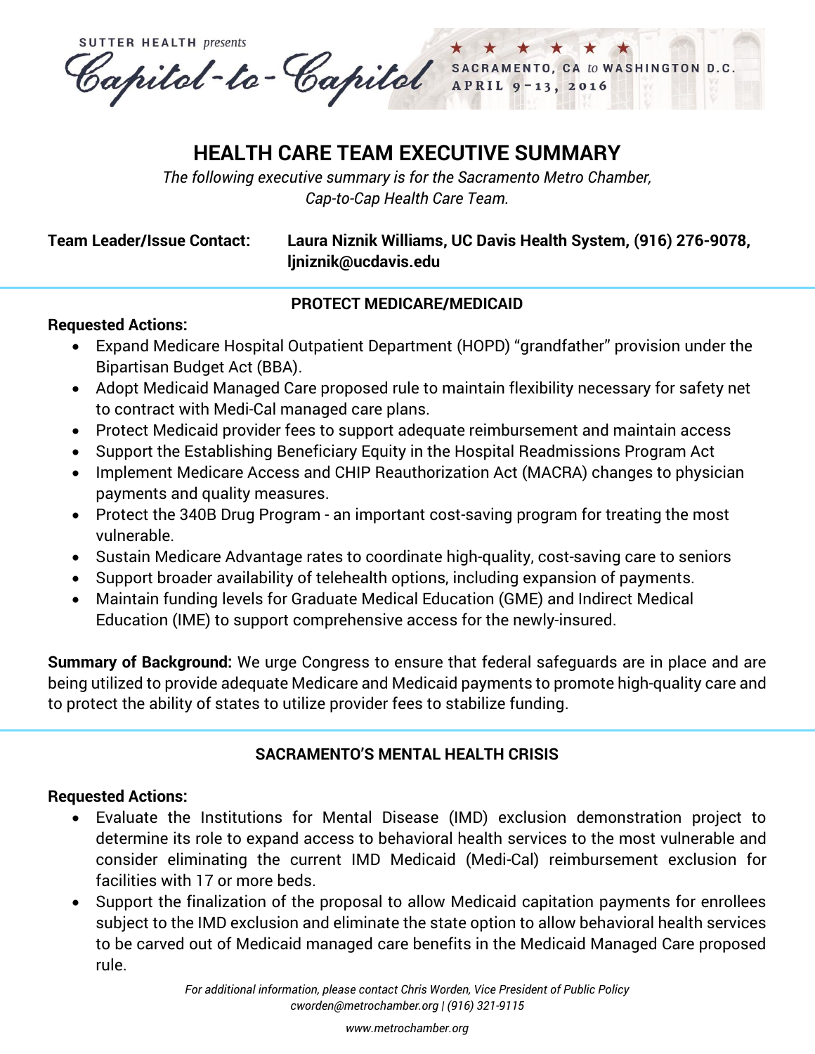SUTTER HEALTH *presents*

*Capitol-to-Capitol*

SACRAMENTO, CA *to* WASHINGTON D.C.
APRIL 9–13, 2016

# HEALTH CARE TEAM EXECUTIVE SUMMARY

*The following executive summary is for the Sacramento Metro Chamber, Cap-to-Cap Health Care Team.*

**Team Leader/Issue Contact:** **Laura Niznik Williams, UC Davis Health System, (916) 276-9078, ljniznik@ucdavis.edu**

## PROTECT MEDICARE/MEDICAID

**Requested Actions:**

- Expand Medicare Hospital Outpatient Department (HOPD) "grandfather" provision under the Bipartisan Budget Act (BBA).
- Adopt Medicaid Managed Care proposed rule to maintain flexibility necessary for safety net to contract with Medi-Cal managed care plans.
- Protect Medicaid provider fees to support adequate reimbursement and maintain access
- Support the Establishing Beneficiary Equity in the Hospital Readmissions Program Act
- Implement Medicare Access and CHIP Reauthorization Act (MACRA) changes to physician payments and quality measures.
- Protect the 340B Drug Program - an important cost-saving program for treating the most vulnerable.
- Sustain Medicare Advantage rates to coordinate high-quality, cost-saving care to seniors
- Support broader availability of telehealth options, including expansion of payments.
- Maintain funding levels for Graduate Medical Education (GME) and Indirect Medical Education (IME) to support comprehensive access for the newly-insured.

**Summary of Background:** We urge Congress to ensure that federal safeguards are in place and are being utilized to provide adequate Medicare and Medicaid payments to promote high-quality care and to protect the ability of states to utilize provider fees to stabilize funding.

## SACRAMENTO'S MENTAL HEALTH CRISIS

**Requested Actions:**

- Evaluate the Institutions for Mental Disease (IMD) exclusion demonstration project to determine its role to expand access to behavioral health services to the most vulnerable and consider eliminating the current IMD Medicaid (Medi-Cal) reimbursement exclusion for facilities with 17 or more beds.
- Support the finalization of the proposal to allow Medicaid capitation payments for enrollees subject to the IMD exclusion and eliminate the state option to allow behavioral health services to be carved out of Medicaid managed care benefits in the Medicaid Managed Care proposed rule.

*For additional information, please contact Chris Worden, Vice President of Public Policy*
*cworden@metrochamber.org | (916) 321-9115*

*www.metrochamber.org*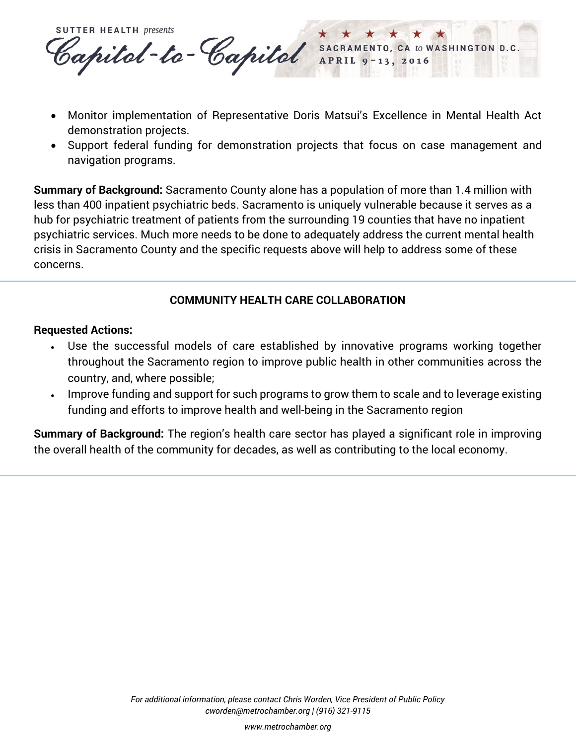- Monitor implementation of Representative Doris Matsui's Excellence in Mental Health Act demonstration projects.
- Support federal funding for demonstration projects that focus on case management and navigation programs.

**Summary of Background:** Sacramento County alone has a population of more than 1.4 million with less than 400 inpatient psychiatric beds. Sacramento is uniquely vulnerable because it serves as a hub for psychiatric treatment of patients from the surrounding 19 counties that have no inpatient psychiatric services. Much more needs to be done to adequately address the current mental health crisis in Sacramento County and the specific requests above will help to address some of these concerns.

---

## COMMUNITY HEALTH CARE COLLABORATION

**Requested Actions:**

- Use the successful models of care established by innovative programs working together throughout the Sacramento region to improve public health in other communities across the country, and, where possible;
- Improve funding and support for such programs to grow them to scale and to leverage existing funding and efforts to improve health and well-being in the Sacramento region

**Summary of Background:** The region's health care sector has played a significant role in improving the overall health of the community for decades, as well as contributing to the local economy.

---

*For additional information, please contact Chris Worden, Vice President of Public Policy*
*cworden@metrochamber.org | (916) 321-9115*

*www.metrochamber.org*